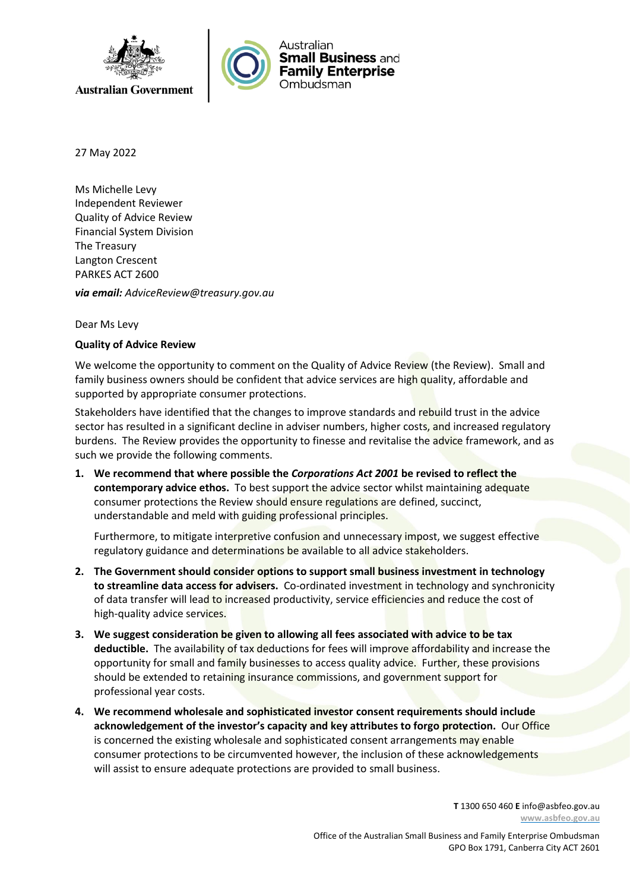Australian Government | Australian **Small Business** and **Family Enterprise** Ombudsman

27 May 2022

Ms Michelle Levy
Independent Reviewer
Quality of Advice Review
Financial System Division
The Treasury
Langton Crescent
PARKES ACT 2600

***via email:*** *AdviceReview@treasury.gov.au*

Dear Ms Levy

**Quality of Advice Review**

We welcome the opportunity to comment on the Quality of Advice Review (the Review). Small and family business owners should be confident that advice services are high quality, affordable and supported by appropriate consumer protections.

Stakeholders have identified that the changes to improve standards and rebuild trust in the advice sector has resulted in a significant decline in adviser numbers, higher costs, and increased regulatory burdens. The Review provides the opportunity to finesse and revitalise the advice framework, and as such we provide the following comments.

1. **We recommend that where possible the *Corporations Act 2001* be revised to reflect the contemporary advice ethos.** To best support the advice sector whilst maintaining adequate consumer protections the Review should ensure regulations are defined, succinct, understandable and meld with guiding professional principles.

   Furthermore, to mitigate interpretive confusion and unnecessary impost, we suggest effective regulatory guidance and determinations be available to all advice stakeholders.

2. **The Government should consider options to support small business investment in technology to streamline data access for advisers.** Co-ordinated investment in technology and synchronicity of data transfer will lead to increased productivity, service efficiencies and reduce the cost of high-quality advice services.

3. **We suggest consideration be given to allowing all fees associated with advice to be tax deductible.** The availability of tax deductions for fees will improve affordability and increase the opportunity for small and family businesses to access quality advice. Further, these provisions should be extended to retaining insurance commissions, and government support for professional year costs.

4. **We recommend wholesale and sophisticated investor consent requirements should include acknowledgement of the investor's capacity and key attributes to forgo protection.** Our Office is concerned the existing wholesale and sophisticated consent arrangements may enable consumer protections to be circumvented however, the inclusion of these acknowledgements will assist to ensure adequate protections are provided to small business.

**T** 1300 650 460 **E** info@asbfeo.gov.au
www.asbfeo.gov.au

Office of the Australian Small Business and Family Enterprise Ombudsman
GPO Box 1791, Canberra City ACT 2601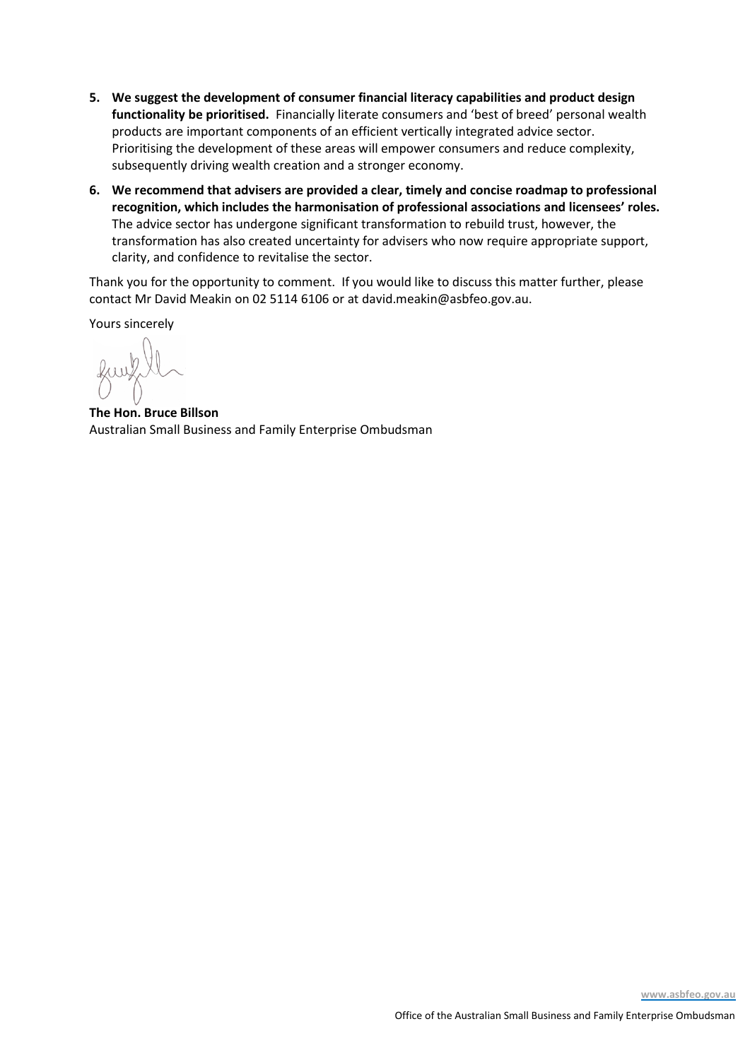5. **We suggest the development of consumer financial literacy capabilities and product design functionality be prioritised.** Financially literate consumers and 'best of breed' personal wealth products are important components of an efficient vertically integrated advice sector. Prioritising the development of these areas will empower consumers and reduce complexity, subsequently driving wealth creation and a stronger economy.

6. **We recommend that advisers are provided a clear, timely and concise roadmap to professional recognition, which includes the harmonisation of professional associations and licensees' roles.** The advice sector has undergone significant transformation to rebuild trust, however, the transformation has also created uncertainty for advisers who now require appropriate support, clarity, and confidence to revitalise the sector.

Thank you for the opportunity to comment. If you would like to discuss this matter further, please contact Mr David Meakin on 02 5114 6106 or at david.meakin@asbfeo.gov.au.

Yours sincerely

**The Hon. Bruce Billson**
Australian Small Business and Family Enterprise Ombudsman